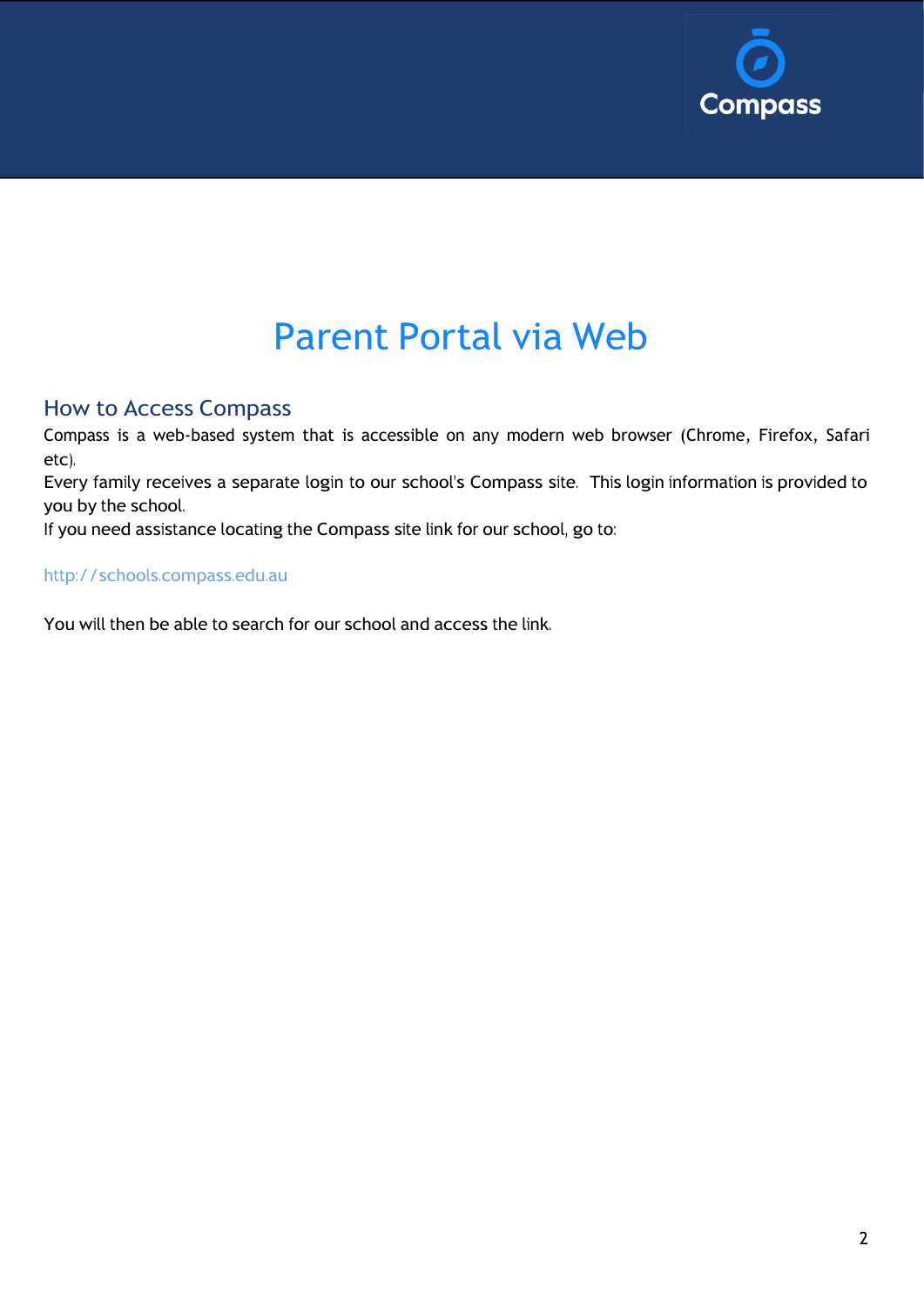# Parent Portal via Web

## How to Access Compass

Compass is a web-based system that is accessible on any modern web browser (Chrome, Firefox, Safari etc).

Every family receives a separate login to our school's Compass site. This login information is provided to you by the school.

If you need assistance locating the Compass site link for our school, go to:

http://schools.compass.edu.au

You will then be able to search for our school and access the link.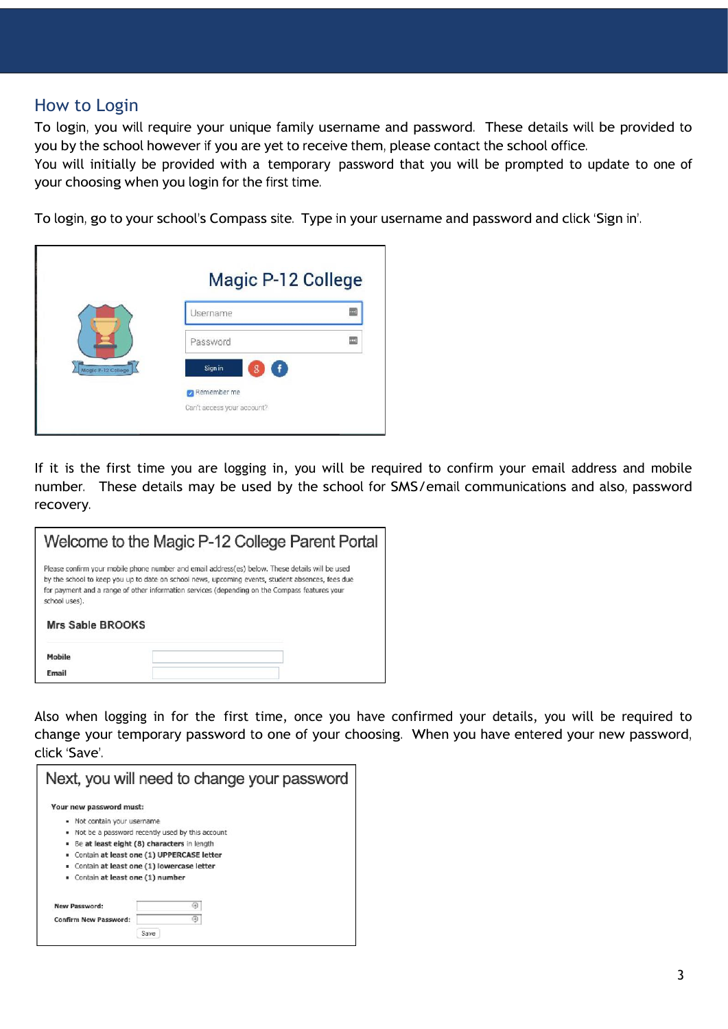## How to Login

To login, you will require your unique family username and password. These details will be provided to you by the school however if you are yet to receive them, please contact the school office.
You will initially be provided with a temporary password that you will be prompted to update to one of your choosing when you login for the first time.

To login, go to your school's Compass site. Type in your username and password and click 'Sign in'.

If it is the first time you are logging in, you will be required to confirm your email address and mobile number. These details may be used by the school for SMS/email communications and also, password recovery.

Also when logging in for the first time, once you have confirmed your details, you will be required to change your temporary password to one of your choosing. When you have entered your new password, click 'Save'.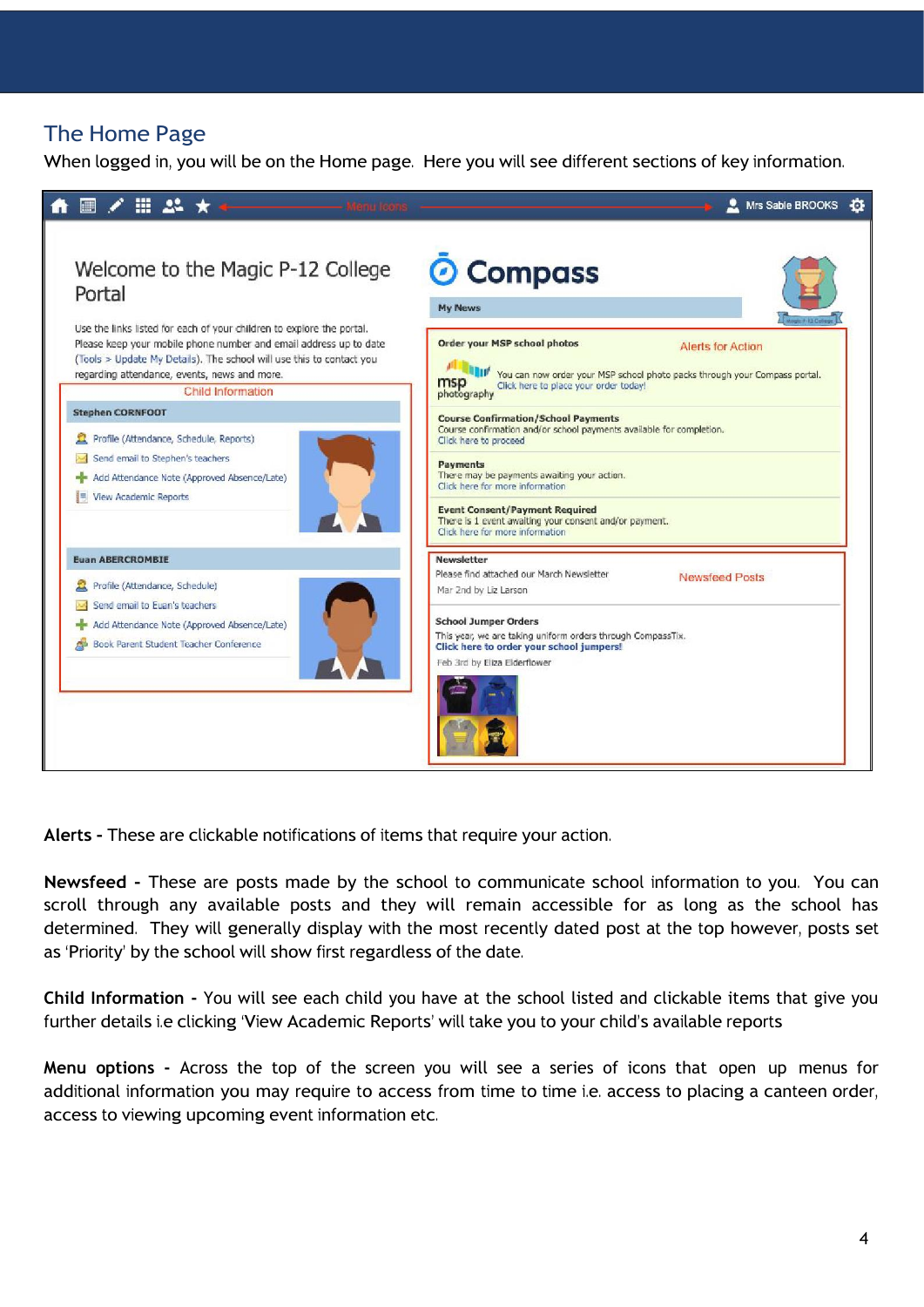## The Home Page

When logged in, you will be on the Home page. Here you will see different sections of key information.

**Alerts -** These are clickable notifications of items that require your action.

**Newsfeed -** These are posts made by the school to communicate school information to you. You can scroll through any available posts and they will remain accessible for as long as the school has determined. They will generally display with the most recently dated post at the top however, posts set as 'Priority' by the school will show first regardless of the date.

**Child Information -** You will see each child you have at the school listed and clickable items that give you further details i.e clicking 'View Academic Reports' will take you to your child's available reports

**Menu options -** Across the top of the screen you will see a series of icons that open up menus for additional information you may require to access from time to time i.e. access to placing a canteen order, access to viewing upcoming event information etc.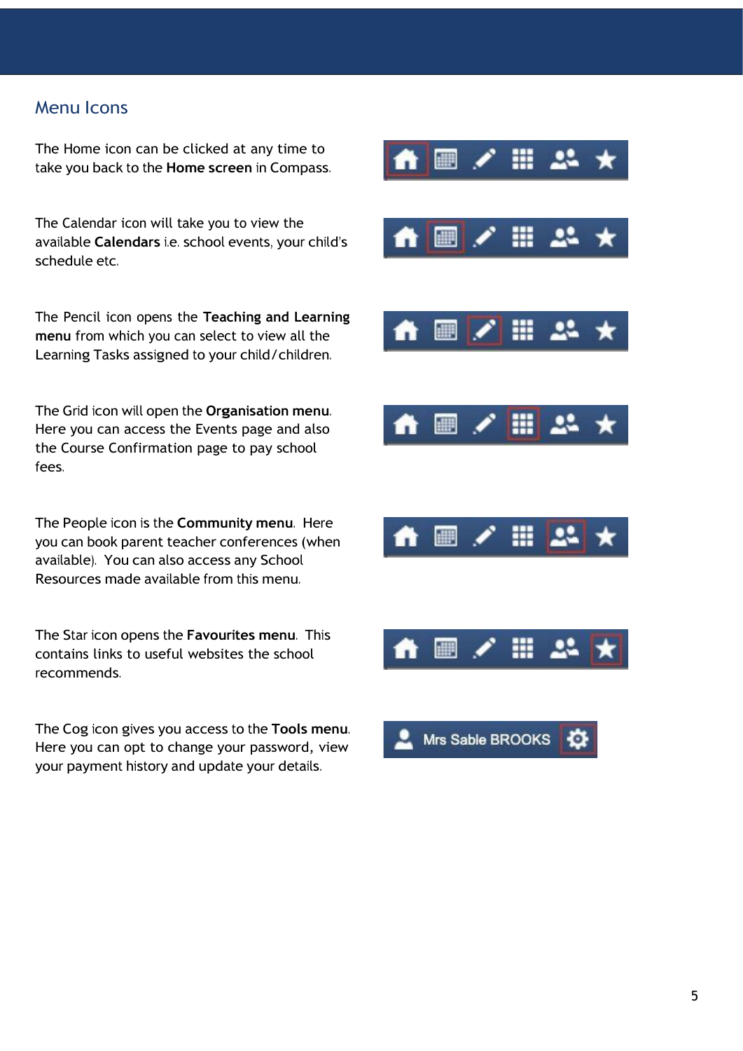## Menu Icons

The Home icon can be clicked at any time to take you back to the **Home screen** in Compass.

The Calendar icon will take you to view the available **Calendars** i.e. school events, your child's schedule etc.

The Pencil icon opens the **Teaching and Learning menu** from which you can select to view all the Learning Tasks assigned to your child/children.

The Grid icon will open the **Organisation menu**. Here you can access the Events page and also the Course Confirmation page to pay school fees.

The People icon is the **Community menu**. Here you can book parent teacher conferences (when available). You can also access any School Resources made available from this menu.

The Star icon opens the **Favourites menu**. This contains links to useful websites the school recommends.

The Cog icon gives you access to the **Tools menu**. Here you can opt to change your password, view your payment history and update your details.